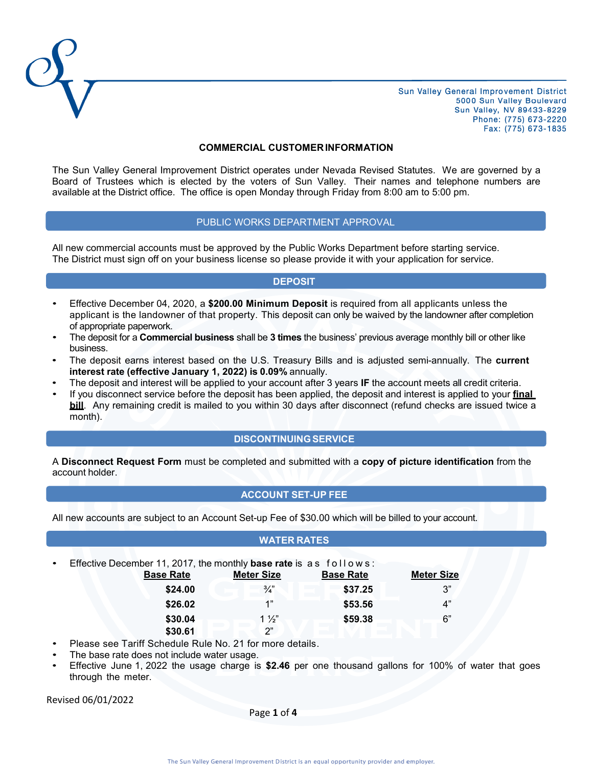Sun Valley General Improvement District
5000 Sun Valley Boulevard
Sun Valley, NV 89433-8229
Phone: (775) 673-2220
Fax: (775) 673-1835

# COMMERCIAL CUSTOMER INFORMATION

The Sun Valley General Improvement District operates under Nevada Revised Statutes. We are governed by a Board of Trustees which is elected by the voters of Sun Valley. Their names and telephone numbers are available at the District office. The office is open Monday through Friday from 8:00 am to 5:00 pm.

## PUBLIC WORKS DEPARTMENT APPROVAL

All new commercial accounts must be approved by the Public Works Department before starting service. The District must sign off on your business license so please provide it with your application for service.

## DEPOSIT

- Effective December 04, 2020, a **$200.00 Minimum Deposit** is required from all applicants unless the applicant is the landowner of that property. This deposit can only be waived by the landowner after completion of appropriate paperwork.
- The deposit for a **Commercial business** shall be **3 times** the business' previous average monthly bill or other like business.
- The deposit earns interest based on the U.S. Treasury Bills and is adjusted semi-annually. The **current interest rate (effective January 1, 2022) is 0.09%** annually.
- The deposit and interest will be applied to your account after 3 years **IF** the account meets all credit criteria.
- If you disconnect service before the deposit has been applied, the deposit and interest is applied to your **final bill**. Any remaining credit is mailed to you within 30 days after disconnect (refund checks are issued twice a month).

## DISCONTINUING SERVICE

A **Disconnect Request Form** must be completed and submitted with a **copy of picture identification** from the account holder.

## ACCOUNT SET-UP FEE

All new accounts are subject to an Account Set-up Fee of $30.00 which will be billed to your account.

## WATER RATES

- Effective December 11, 2017, the monthly **base rate** is as follows:

| Base Rate | Meter Size | Base Rate | Meter Size |
|---|---|---|---|
| **$24.00** | ¾" | **$37.25** | 3" |
| **$26.02** | 1" | **$53.56** | 4" |
| **$30.04** | 1 ½" | **$59.38** | 6" |
| **$30.61** | 2" | | |

- Please see Tariff Schedule Rule No. 21 for more details.
- The base rate does not include water usage.
- Effective June 1, 2022 the usage charge is **$2.46** per one thousand gallons for 100% of water that goes through the meter.

Revised 06/01/2022

The Sun Valley General Improvement District is an equal opportunity provider and employer.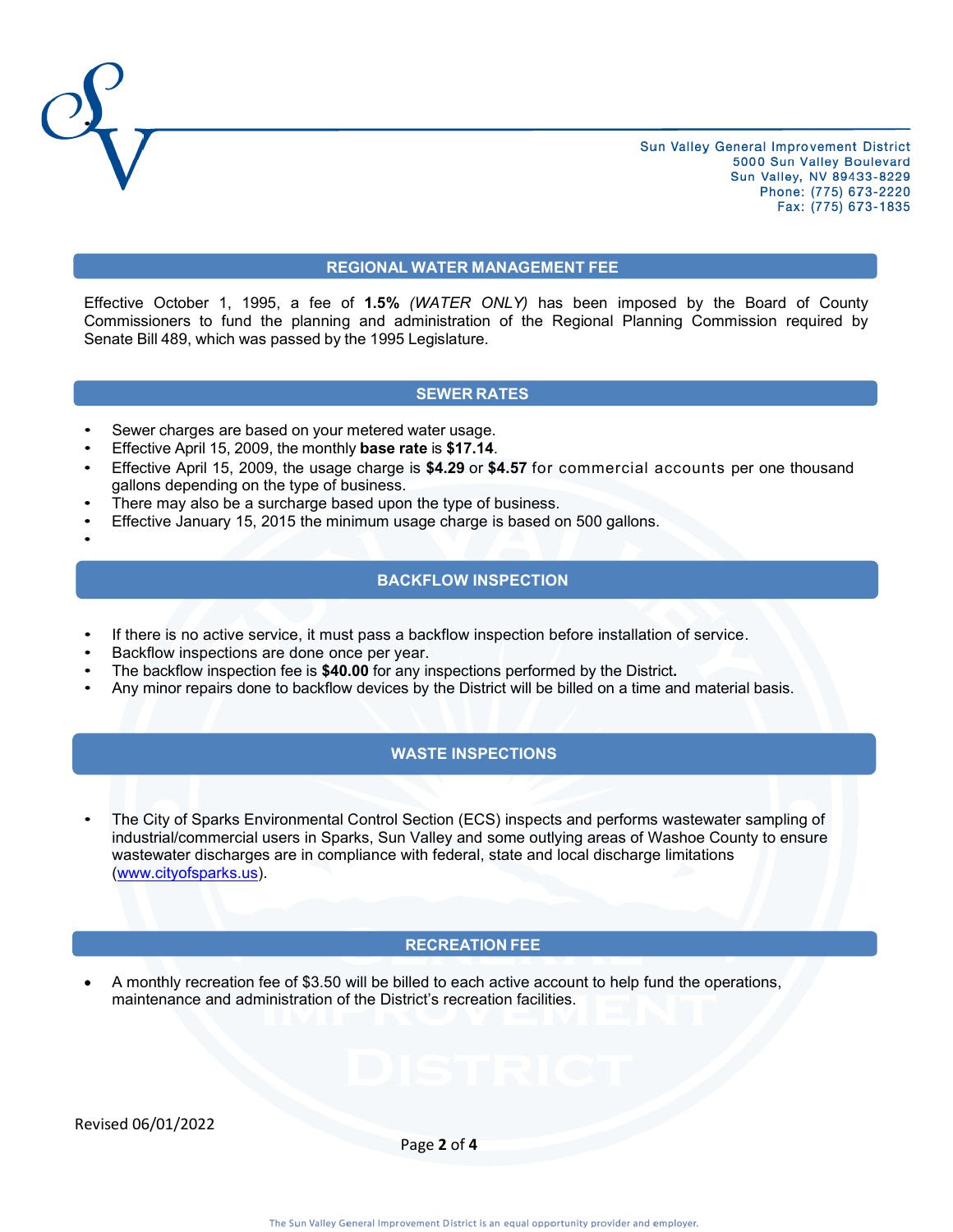Sun Valley General Improvement District
5000 Sun Valley Boulevard
Sun Valley, NV 89433-8229
Phone: (775) 673-2220
Fax: (775) 673-1835

## REGIONAL WATER MANAGEMENT FEE

Effective October 1, 1995, a fee of **1.5%** *(WATER ONLY)* has been imposed by the Board of County Commissioners to fund the planning and administration of the Regional Planning Commission required by Senate Bill 489, which was passed by the 1995 Legislature.

## SEWER RATES

- Sewer charges are based on your metered water usage.
- Effective April 15, 2009, the monthly **base rate** is **$17.14**.
- Effective April 15, 2009, the usage charge is **$4.29** or **$4.57** for commercial accounts per one thousand gallons depending on the type of business.
- There may also be a surcharge based upon the type of business.
- Effective January 15, 2015 the minimum usage charge is based on 500 gallons.

## BACKFLOW INSPECTION

- If there is no active service, it must pass a backflow inspection before installation of service.
- Backflow inspections are done once per year.
- The backflow inspection fee is **$40.00** for any inspections performed by the District**.**
- Any minor repairs done to backflow devices by the District will be billed on a time and material basis.

## WASTE INSPECTIONS

- The City of Sparks Environmental Control Section (ECS) inspects and performs wastewater sampling of industrial/commercial users in Sparks, Sun Valley and some outlying areas of Washoe County to ensure wastewater discharges are in compliance with federal, state and local discharge limitations (www.cityofsparks.us).

## RECREATION FEE

- A monthly recreation fee of $3.50 will be billed to each active account to help fund the operations, maintenance and administration of the District's recreation facilities.

Revised 06/01/2022

The Sun Valley General Improvement District is an equal opportunity provider and employer.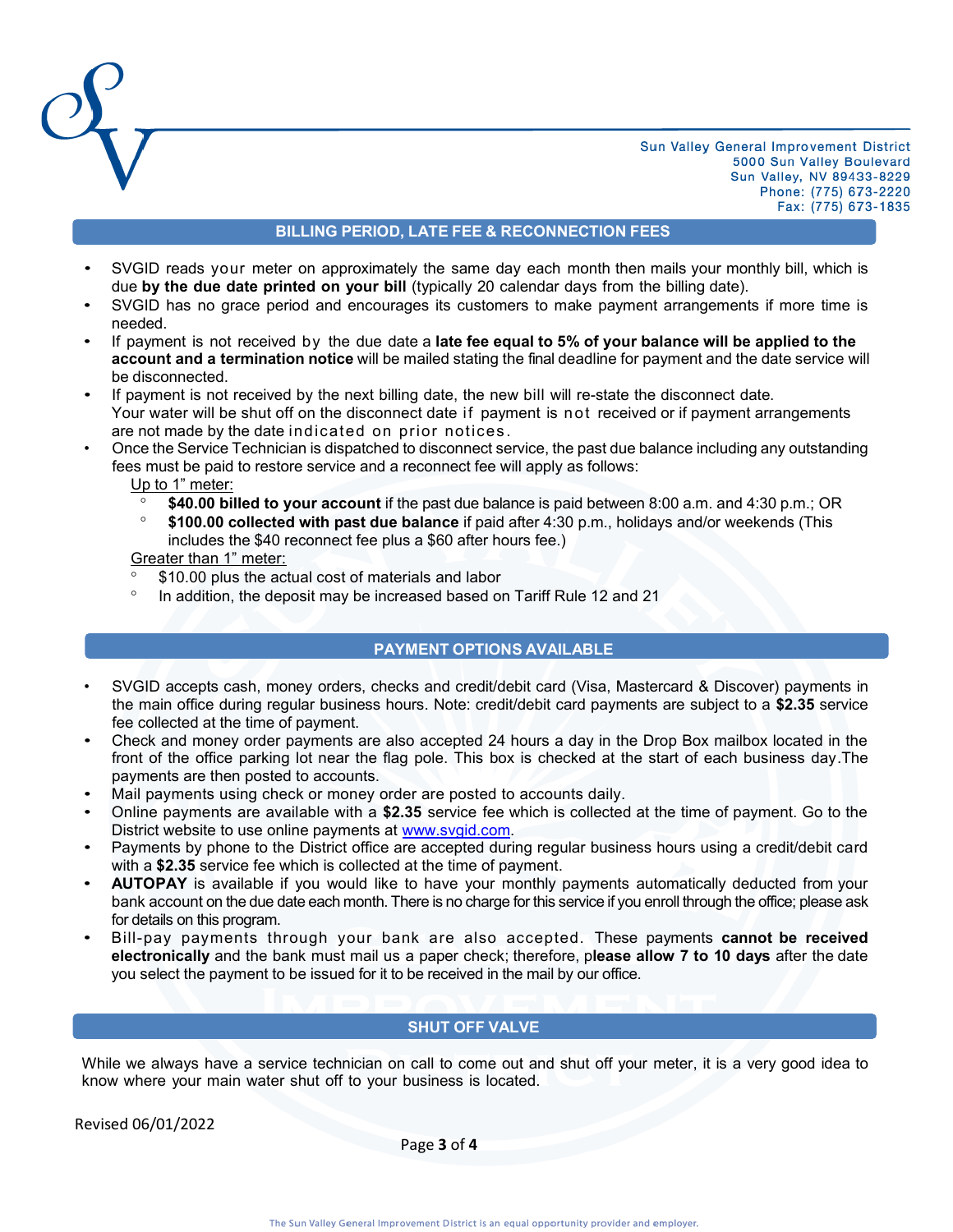Sun Valley General Improvement District
5000 Sun Valley Boulevard
Sun Valley, NV 89433-8229
Phone: (775) 673-2220
Fax: (775) 673-1835

## BILLING PERIOD, LATE FEE & RECONNECTION FEES

- SVGID reads your meter on approximately the same day each month then mails your monthly bill, which is due **by the due date printed on your bill** (typically 20 calendar days from the billing date).
- SVGID has no grace period and encourages its customers to make payment arrangements if more time is needed.
- If payment is not received by the due date a **late fee equal to 5% of your balance will be applied to the account and a termination notice** will be mailed stating the final deadline for payment and the date service will be disconnected.
- If payment is not received by the next billing date, the new bill will re-state the disconnect date. Your water will be shut off on the disconnect date if payment is not received or if payment arrangements are not made by the date indicated on prior notices.
- Once the Service Technician is dispatched to disconnect service, the past due balance including any outstanding fees must be paid to restore service and a reconnect fee will apply as follows:

  Up to 1" meter:
  - **$40.00 billed to your account** if the past due balance is paid between 8:00 a.m. and 4:30 p.m.; OR
  - **$100.00 collected with past due balance** if paid after 4:30 p.m., holidays and/or weekends (This includes the $40 reconnect fee plus a $60 after hours fee.)

  Greater than 1" meter:
  - $10.00 plus the actual cost of materials and labor
  - In addition, the deposit may be increased based on Tariff Rule 12 and 21

## PAYMENT OPTIONS AVAILABLE

- SVGID accepts cash, money orders, checks and credit/debit card (Visa, Mastercard & Discover) payments in the main office during regular business hours. Note: credit/debit card payments are subject to a **$2.35** service fee collected at the time of payment.
- Check and money order payments are also accepted 24 hours a day in the Drop Box mailbox located in the front of the office parking lot near the flag pole. This box is checked at the start of each business day.The payments are then posted to accounts.
- Mail payments using check or money order are posted to accounts daily.
- Online payments are available with a **$2.35** service fee which is collected at the time of payment. Go to the District website to use online payments at www.svgid.com.
- Payments by phone to the District office are accepted during regular business hours using a credit/debit card with a **$2.35** service fee which is collected at the time of payment.
- **AUTOPAY** is available if you would like to have your monthly payments automatically deducted from your bank account on the due date each month. There is no charge for this service if you enroll through the office; please ask for details on this program.
- Bill-pay payments through your bank are also accepted. These payments **cannot be received electronically** and the bank must mail us a paper check; therefore, p**lease allow 7 to 10 days** after the date you select the payment to be issued for it to be received in the mail by our office.

## SHUT OFF VALVE

While we always have a service technician on call to come out and shut off your meter, it is a very good idea to know where your main water shut off to your business is located.

Revised 06/01/2022

The Sun Valley General Improvement District is an equal opportunity provider and employer.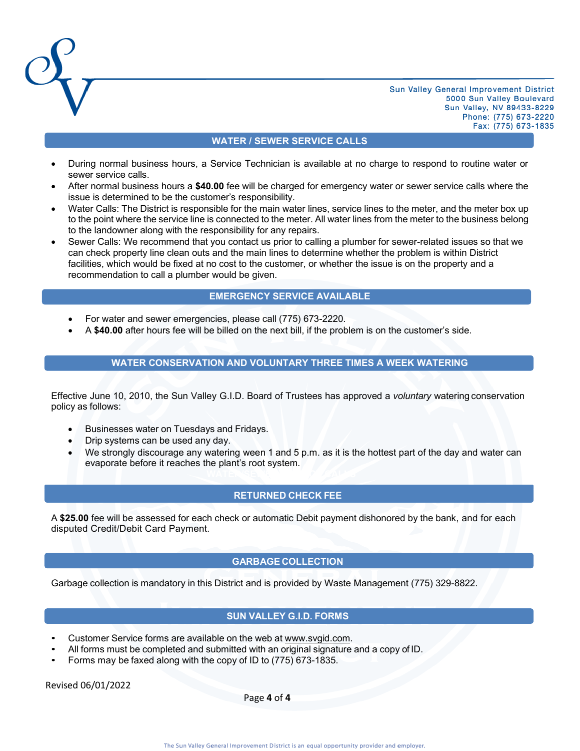Sun Valley General Improvement District
5000 Sun Valley Boulevard
Sun Valley, NV 89433-8229
Phone: (775) 673-2220
Fax: (775) 673-1835

## WATER / SEWER SERVICE CALLS

- During normal business hours, a Service Technician is available at no charge to respond to routine water or sewer service calls.
- After normal business hours a **$40.00** fee will be charged for emergency water or sewer service calls where the issue is determined to be the customer's responsibility.
- Water Calls: The District is responsible for the main water lines, service lines to the meter, and the meter box up to the point where the service line is connected to the meter. All water lines from the meter to the business belong to the landowner along with the responsibility for any repairs.
- Sewer Calls: We recommend that you contact us prior to calling a plumber for sewer-related issues so that we can check property line clean outs and the main lines to determine whether the problem is within District facilities, which would be fixed at no cost to the customer, or whether the issue is on the property and a recommendation to call a plumber would be given.

## EMERGENCY SERVICE AVAILABLE

- For water and sewer emergencies, please call (775) 673-2220.
- A **$40.00** after hours fee will be billed on the next bill, if the problem is on the customer's side.

## WATER CONSERVATION AND VOLUNTARY THREE TIMES A WEEK WATERING

Effective June 10, 2010, the Sun Valley G.I.D. Board of Trustees has approved a *voluntary* watering conservation policy as follows:

- Businesses water on Tuesdays and Fridays.
- Drip systems can be used any day.
- We strongly discourage any watering ween 1 and 5 p.m. as it is the hottest part of the day and water can evaporate before it reaches the plant's root system.

## RETURNED CHECK FEE

A **$25.00** fee will be assessed for each check or automatic Debit payment dishonored by the bank, and for each disputed Credit/Debit Card Payment.

## GARBAGE COLLECTION

Garbage collection is mandatory in this District and is provided by Waste Management (775) 329-8822.

## SUN VALLEY G.I.D. FORMS

- Customer Service forms are available on the web at www.svgid.com.
- All forms must be completed and submitted with an original signature and a copy of ID.
- Forms may be faxed along with the copy of ID to (775) 673-1835.

Revised 06/01/2022

The Sun Valley General Improvement District is an equal opportunity provider and employer.